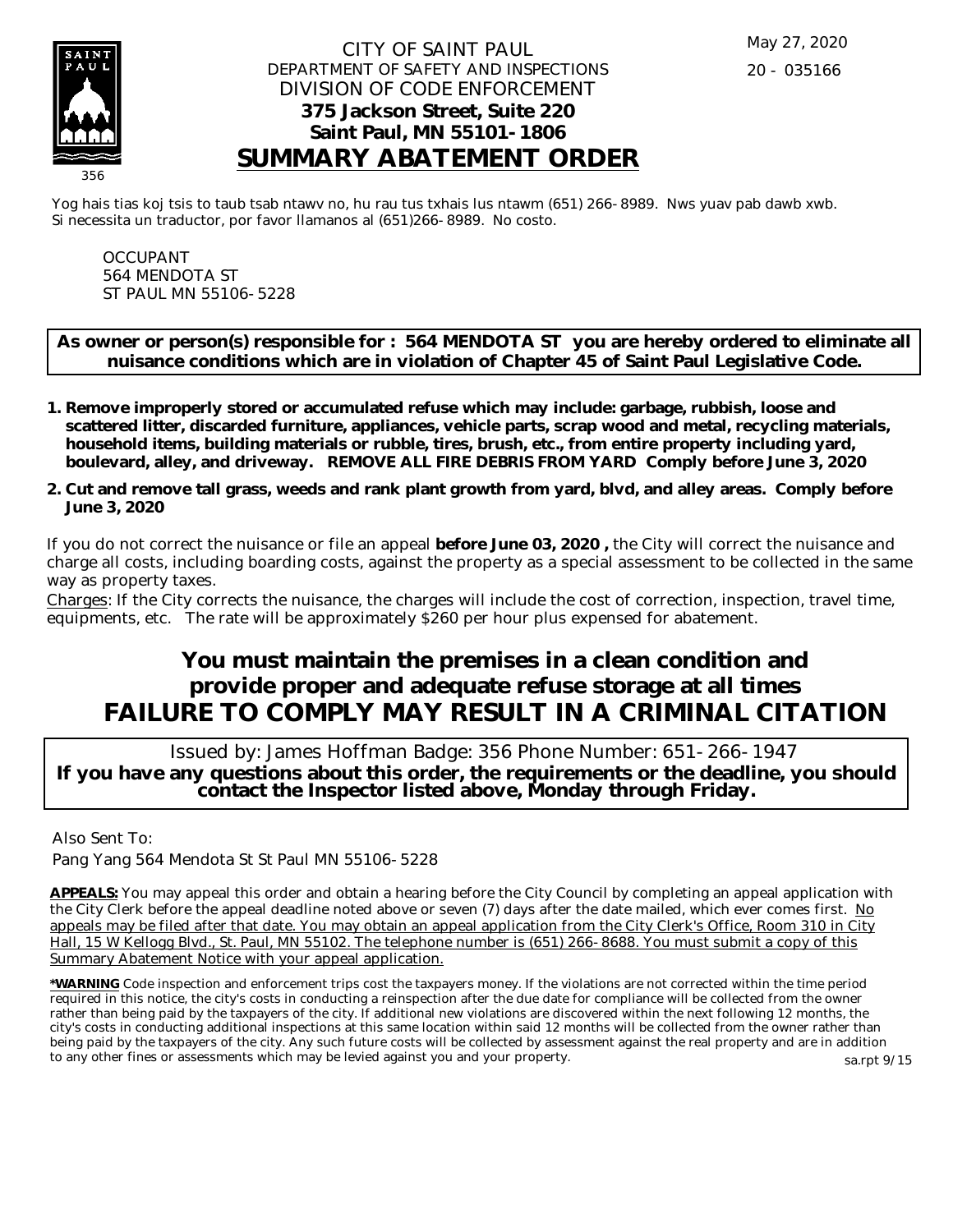May 27, 2020

20 - 035166

CITY OF SAINT PAUL
DEPARTMENT OF SAFETY AND INSPECTIONS
DIVISION OF CODE ENFORCEMENT
**375 Jackson Street, Suite 220**
**Saint Paul, MN 55101-1806**

# SUMMARY ABATEMENT ORDER

356

Yog hais tias koj tsis to taub tsab ntawv no, hu rau tus txhais lus ntawm (651) 266-8989. Nws yuav pab dawb xwb.
Si necessita un traductor, por favor llamanos al (651)266-8989. No costo.

OCCUPANT
564 MENDOTA ST
ST PAUL MN 55106-5228

**As owner or person(s) responsible for : 564 MENDOTA ST you are hereby ordered to eliminate all nuisance conditions which are in violation of Chapter 45 of Saint Paul Legislative Code.**

1. **Remove improperly stored or accumulated refuse which may include: garbage, rubbish, loose and scattered litter, discarded furniture, appliances, vehicle parts, scrap wood and metal, recycling materials, household items, building materials or rubble, tires, brush, etc., from entire property including yard, boulevard, alley, and driveway. REMOVE ALL FIRE DEBRIS FROM YARD Comply before June 3, 2020**
2. **Cut and remove tall grass, weeds and rank plant growth from yard, blvd, and alley areas. Comply before June 3, 2020**

If you do not correct the nuisance or file an appeal **before June 03, 2020 ,** the City will correct the nuisance and charge all costs, including boarding costs, against the property as a special assessment to be collected in the same way as property taxes.

Charges: If the City corrects the nuisance, the charges will include the cost of correction, inspection, travel time, equipments, etc. The rate will be approximately $260 per hour plus expensed for abatement.

## You must maintain the premises in a clean condition and provide proper and adequate refuse storage at all times
## FAILURE TO COMPLY MAY RESULT IN A CRIMINAL CITATION

Issued by: James Hoffman Badge: 356 Phone Number: 651-266-1947

**If you have any questions about this order, the requirements or the deadline, you should contact the Inspector listed above, Monday through Friday.**

Also Sent To:
Pang Yang 564 Mendota St St Paul MN 55106-5228

**APPEALS:** You may appeal this order and obtain a hearing before the City Council by completing an appeal application with the City Clerk before the appeal deadline noted above or seven (7) days after the date mailed, which ever comes first. No appeals may be filed after that date. You may obtain an appeal application from the City Clerk's Office, Room 310 in City Hall, 15 W Kellogg Blvd., St. Paul, MN 55102. The telephone number is (651) 266-8688. You must submit a copy of this Summary Abatement Notice with your appeal application.

***WARNING** Code inspection and enforcement trips cost the taxpayers money. If the violations are not corrected within the time period required in this notice, the city's costs in conducting a reinspection after the due date for compliance will be collected from the owner rather than being paid by the taxpayers of the city. If additional new violations are discovered within the next following 12 months, the city's costs in conducting additional inspections at this same location within said 12 months will be collected from the owner rather than being paid by the taxpayers of the city. Any such future costs will be collected by assessment against the real property and are in addition to any other fines or assessments which may be levied against you and your property.

sa.rpt 9/15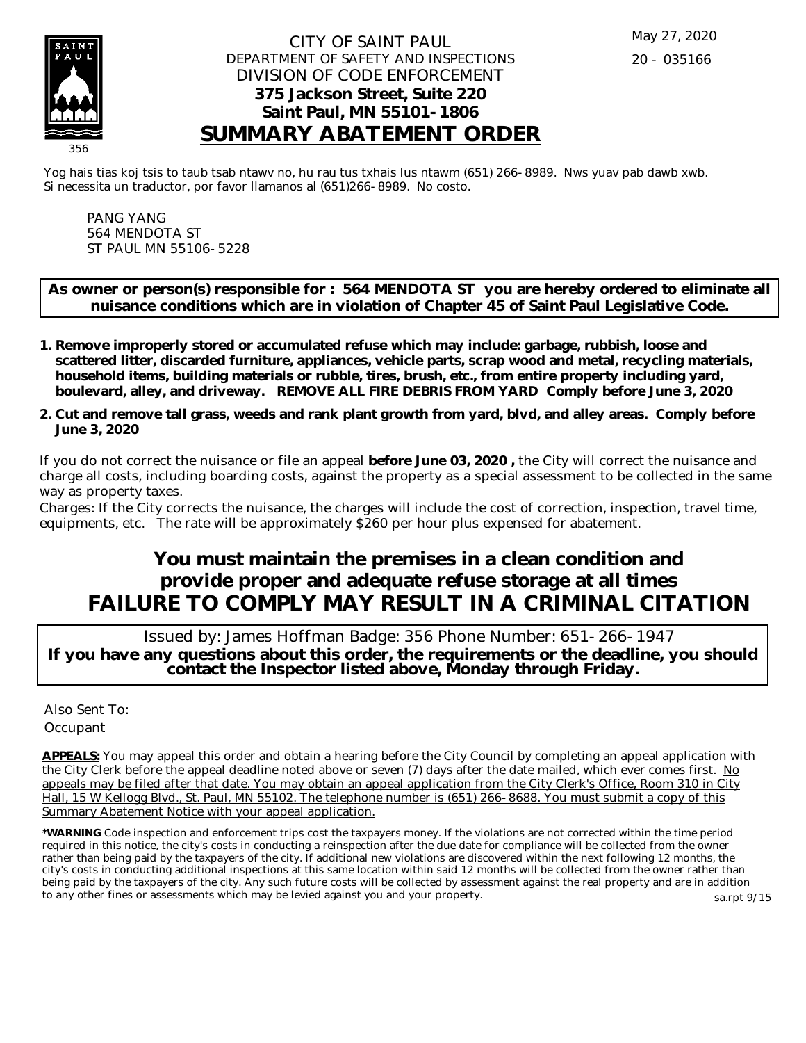May 27, 2020

20 - 035166

CITY OF SAINT PAUL
DEPARTMENT OF SAFETY AND INSPECTIONS
DIVISION OF CODE ENFORCEMENT
**375 Jackson Street, Suite 220**
**Saint Paul, MN 55101-1806**

# SUMMARY ABATEMENT ORDER

356

Yog hais tias koj tsis to taub tsab ntawv no, hu rau tus txhais lus ntawm (651) 266-8989. Nws yuav pab dawb xwb.
Si necessita un traductor, por favor llamanos al (651)266-8989. No costo.

PANG YANG
564 MENDOTA ST
ST PAUL MN 55106-5228

**As owner or person(s) responsible for : 564 MENDOTA ST you are hereby ordered to eliminate all nuisance conditions which are in violation of Chapter 45 of Saint Paul Legislative Code.**

1. **Remove improperly stored or accumulated refuse which may include: garbage, rubbish, loose and scattered litter, discarded furniture, appliances, vehicle parts, scrap wood and metal, recycling materials, household items, building materials or rubble, tires, brush, etc., from entire property including yard, boulevard, alley, and driveway. REMOVE ALL FIRE DEBRIS FROM YARD Comply before June 3, 2020**
2. **Cut and remove tall grass, weeds and rank plant growth from yard, blvd, and alley areas. Comply before June 3, 2020**

If you do not correct the nuisance or file an appeal **before June 03, 2020 ,** the City will correct the nuisance and charge all costs, including boarding costs, against the property as a special assessment to be collected in the same way as property taxes.

Charges: If the City corrects the nuisance, the charges will include the cost of correction, inspection, travel time, equipments, etc. The rate will be approximately $260 per hour plus expensed for abatement.

## You must maintain the premises in a clean condition and provide proper and adequate refuse storage at all times

## FAILURE TO COMPLY MAY RESULT IN A CRIMINAL CITATION

Issued by: James Hoffman Badge: 356 Phone Number: 651-266-1947

**If you have any questions about this order, the requirements or the deadline, you should contact the Inspector listed above, Monday through Friday.**

Also Sent To:
Occupant

**APPEALS:** You may appeal this order and obtain a hearing before the City Council by completing an appeal application with the City Clerk before the appeal deadline noted above or seven (7) days after the date mailed, which ever comes first. No appeals may be filed after that date. You may obtain an appeal application from the City Clerk's Office, Room 310 in City Hall, 15 W Kellogg Blvd., St. Paul, MN 55102. The telephone number is (651) 266-8688. You must submit a copy of this Summary Abatement Notice with your appeal application.

**\*WARNING** Code inspection and enforcement trips cost the taxpayers money. If the violations are not corrected within the time period required in this notice, the city's costs in conducting a reinspection after the due date for compliance will be collected from the owner rather than being paid by the taxpayers of the city. If additional new violations are discovered within the next following 12 months, the city's costs in conducting additional inspections at this same location within said 12 months will be collected from the owner rather than being paid by the taxpayers of the city. Any such future costs will be collected by assessment against the real property and are in addition to any other fines or assessments which may be levied against you and your property.

sa.rpt 9/15